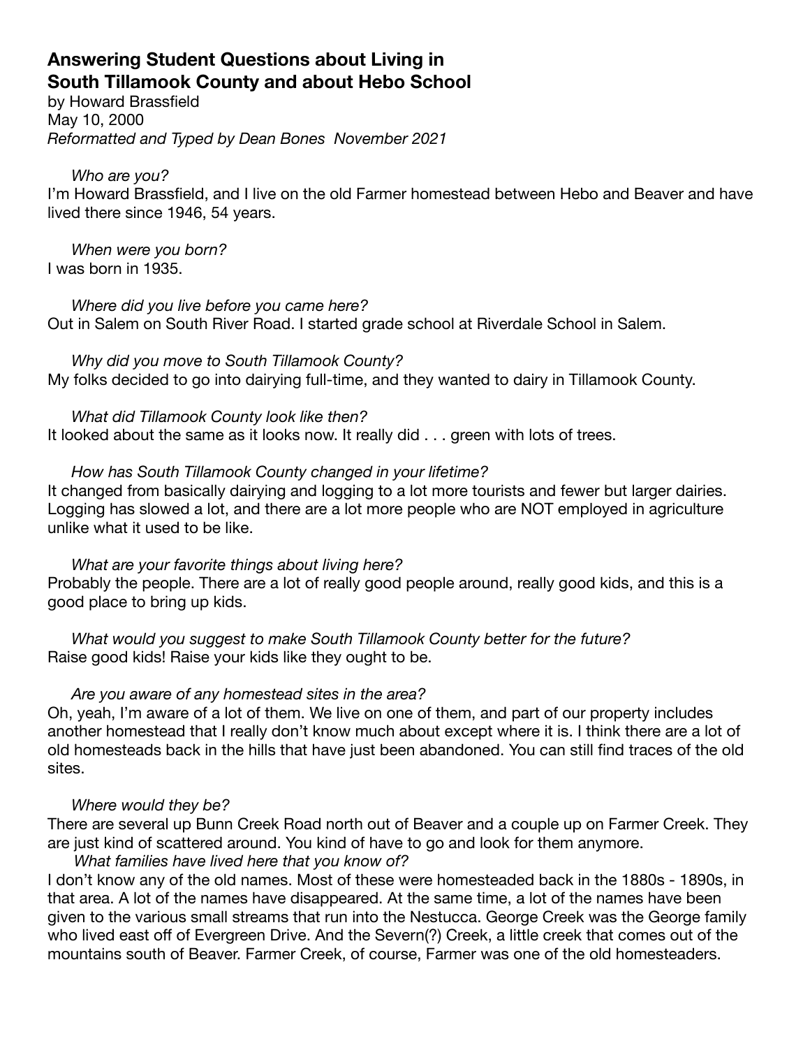# Answering Student Questions about Living in South Tillamook County and about Hebo School

by Howard Brassfield
May 10, 2000
*Reformatted and Typed by Dean Bones November 2021*

*Who are you?*
I'm Howard Brassfield, and I live on the old Farmer homestead between Hebo and Beaver and have lived there since 1946, 54 years.

*When were you born?*
I was born in 1935.

*Where did you live before you came here?*
Out in Salem on South River Road. I started grade school at Riverdale School in Salem.

*Why did you move to South Tillamook County?*
My folks decided to go into dairying full-time, and they wanted to dairy in Tillamook County.

*What did Tillamook County look like then?*
It looked about the same as it looks now. It really did . . . green with lots of trees.

*How has South Tillamook County changed in your lifetime?*
It changed from basically dairying and logging to a lot more tourists and fewer but larger dairies. Logging has slowed a lot, and there are a lot more people who are NOT employed in agriculture unlike what it used to be like.

*What are your favorite things about living here?*
Probably the people. There are a lot of really good people around, really good kids, and this is a good place to bring up kids.

*What would you suggest to make South Tillamook County better for the future?*
Raise good kids! Raise your kids like they ought to be.

*Are you aware of any homestead sites in the area?*
Oh, yeah, I'm aware of a lot of them. We live on one of them, and part of our property includes another homestead that I really don't know much about except where it is. I think there are a lot of old homesteads back in the hills that have just been abandoned. You can still find traces of the old sites.

*Where would they be?*
There are several up Bunn Creek Road north out of Beaver and a couple up on Farmer Creek. They are just kind of scattered around. You kind of have to go and look for them anymore.

*What families have lived here that you know of?*
I don't know any of the old names. Most of these were homesteaded back in the 1880s - 1890s, in that area. A lot of the names have disappeared. At the same time, a lot of the names have been given to the various small streams that run into the Nestucca. George Creek was the George family who lived east off of Evergreen Drive. And the Severn(?) Creek, a little creek that comes out of the mountains south of Beaver. Farmer Creek, of course, Farmer was one of the old homesteaders.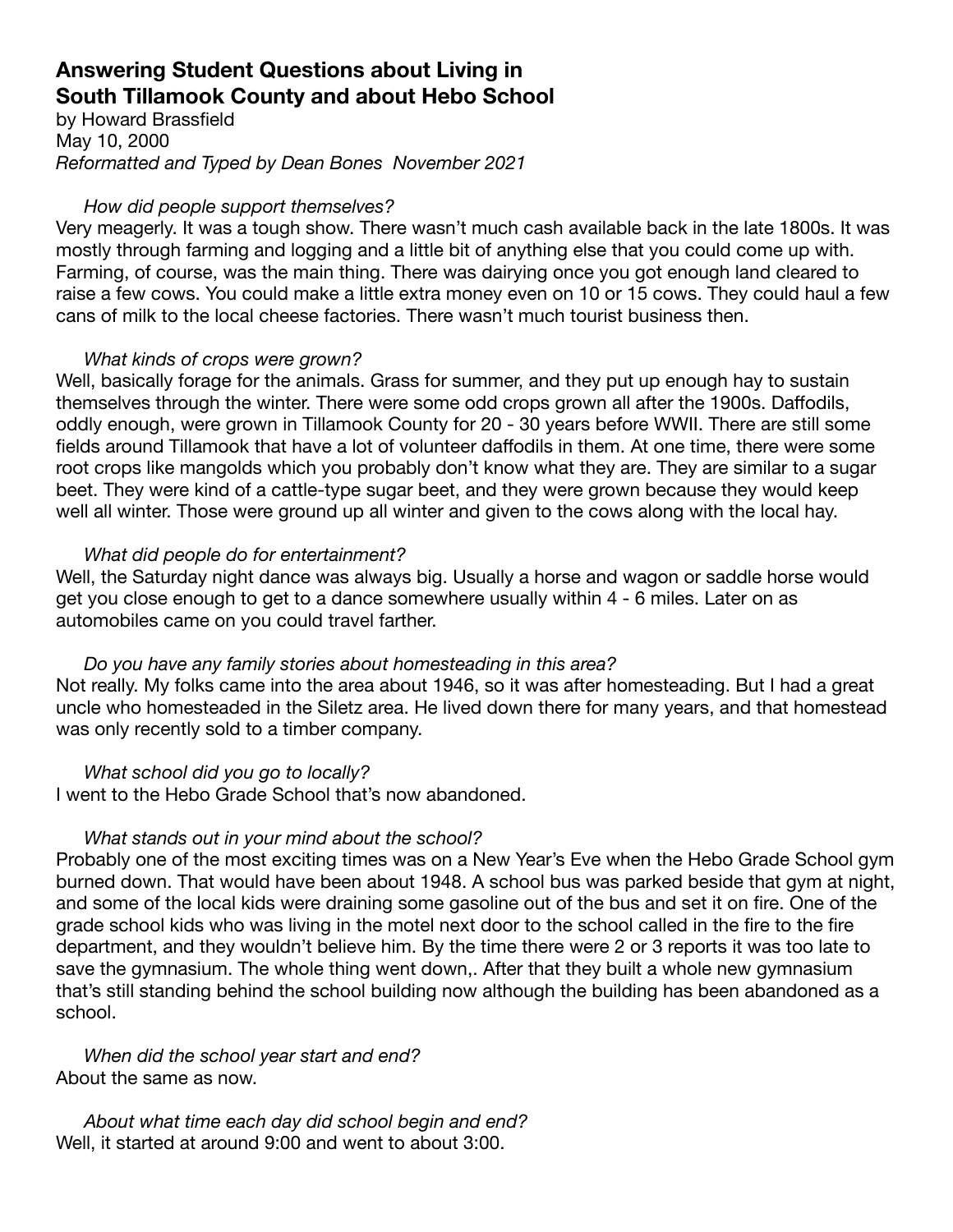## Answering Student Questions about Living in South Tillamook County and about Hebo School

by Howard Brassfield
May 10, 2000
*Reformatted and Typed by Dean Bones November 2021*

*How did people support themselves?*
Very meagerly. It was a tough show. There wasn't much cash available back in the late 1800s. It was mostly through farming and logging and a little bit of anything else that you could come up with. Farming, of course, was the main thing. There was dairying once you got enough land cleared to raise a few cows. You could make a little extra money even on 10 or 15 cows. They could haul a few cans of milk to the local cheese factories. There wasn't much tourist business then.

*What kinds of crops were grown?*
Well, basically forage for the animals. Grass for summer, and they put up enough hay to sustain themselves through the winter. There were some odd crops grown all after the 1900s. Daffodils, oddly enough, were grown in Tillamook County for 20 - 30 years before WWII. There are still some fields around Tillamook that have a lot of volunteer daffodils in them. At one time, there were some root crops like mangolds which you probably don't know what they are. They are similar to a sugar beet. They were kind of a cattle-type sugar beet, and they were grown because they would keep well all winter. Those were ground up all winter and given to the cows along with the local hay.

*What did people do for entertainment?*
Well, the Saturday night dance was always big. Usually a horse and wagon or saddle horse would get you close enough to get to a dance somewhere usually within 4 - 6 miles. Later on as automobiles came on you could travel farther.

*Do you have any family stories about homesteading in this area?*
Not really. My folks came into the area about 1946, so it was after homesteading. But I had a great uncle who homesteaded in the Siletz area. He lived down there for many years, and that homestead was only recently sold to a timber company.

*What school did you go to locally?*
I went to the Hebo Grade School that's now abandoned.

*What stands out in your mind about the school?*
Probably one of the most exciting times was on a New Year's Eve when the Hebo Grade School gym burned down. That would have been about 1948. A school bus was parked beside that gym at night, and some of the local kids were draining some gasoline out of the bus and set it on fire. One of the grade school kids who was living in the motel next door to the school called in the fire to the fire department, and they wouldn't believe him. By the time there were 2 or 3 reports it was too late to save the gymnasium. The whole thing went down,. After that they built a whole new gymnasium that's still standing behind the school building now although the building has been abandoned as a school.

*When did the school year start and end?*
About the same as now.

*About what time each day did school begin and end?*
Well, it started at around 9:00 and went to about 3:00.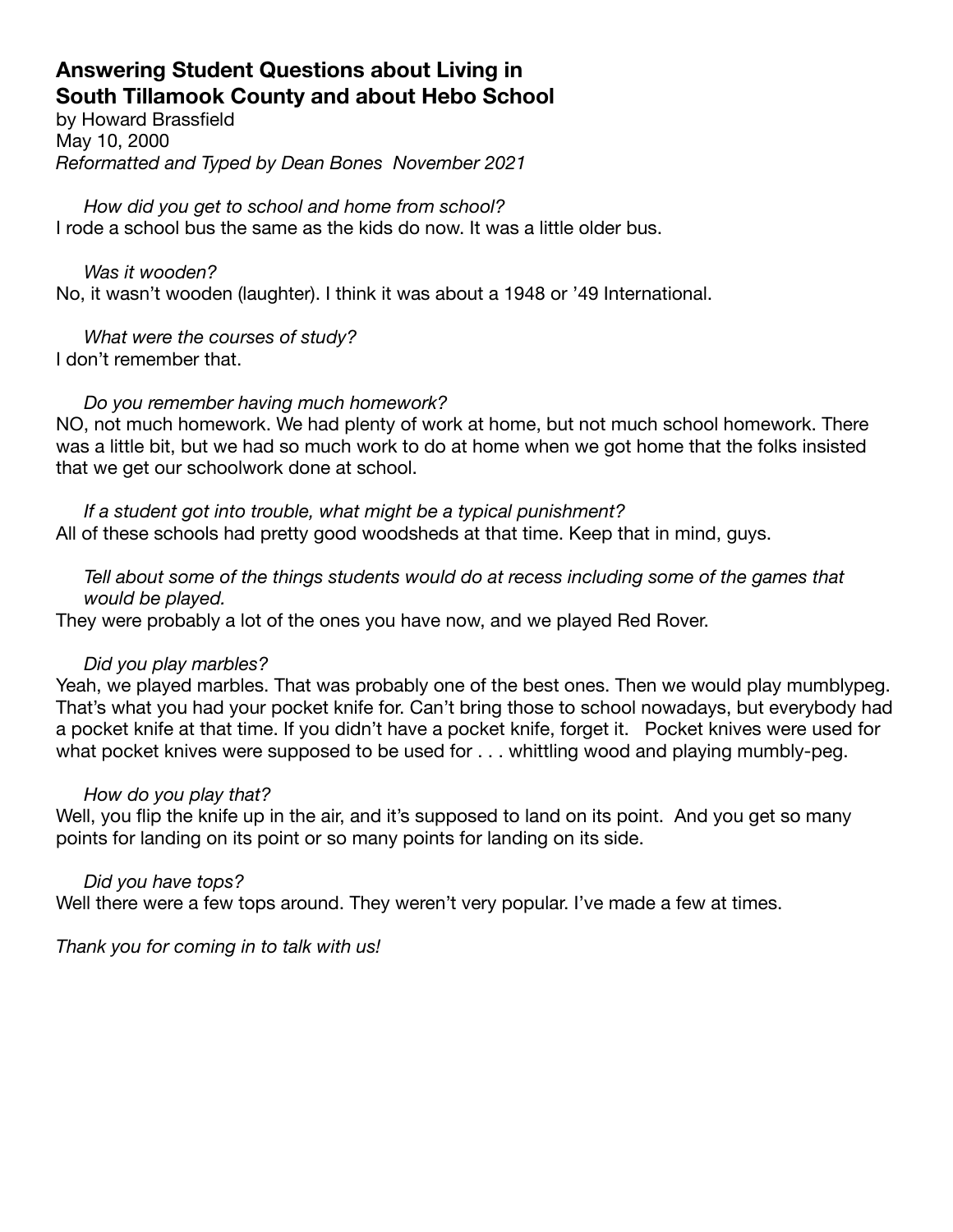## Answering Student Questions about Living in South Tillamook County and about Hebo School

by Howard Brassfield
May 10, 2000
*Reformatted and Typed by Dean Bones November 2021*

*How did you get to school and home from school?*
I rode a school bus the same as the kids do now. It was a little older bus.

*Was it wooden?*
No, it wasn't wooden (laughter). I think it was about a 1948 or '49 International.

*What were the courses of study?*
I don't remember that.

*Do you remember having much homework?*
NO, not much homework. We had plenty of work at home, but not much school homework. There was a little bit, but we had so much work to do at home when we got home that the folks insisted that we get our schoolwork done at school.

*If a student got into trouble, what might be a typical punishment?*
All of these schools had pretty good woodsheds at that time. Keep that in mind, guys.

*Tell about some of the things students would do at recess including some of the games that would be played.*
They were probably a lot of the ones you have now, and we played Red Rover.

*Did you play marbles?*
Yeah, we played marbles. That was probably one of the best ones. Then we would play mumblypeg. That's what you had your pocket knife for. Can't bring those to school nowadays, but everybody had a pocket knife at that time. If you didn't have a pocket knife, forget it. Pocket knives were used for what pocket knives were supposed to be used for . . . whittling wood and playing mumbly-peg.

*How do you play that?*
Well, you flip the knife up in the air, and it's supposed to land on its point. And you get so many points for landing on its point or so many points for landing on its side.

*Did you have tops?*
Well there were a few tops around. They weren't very popular. I've made a few at times.

*Thank you for coming in to talk with us!*